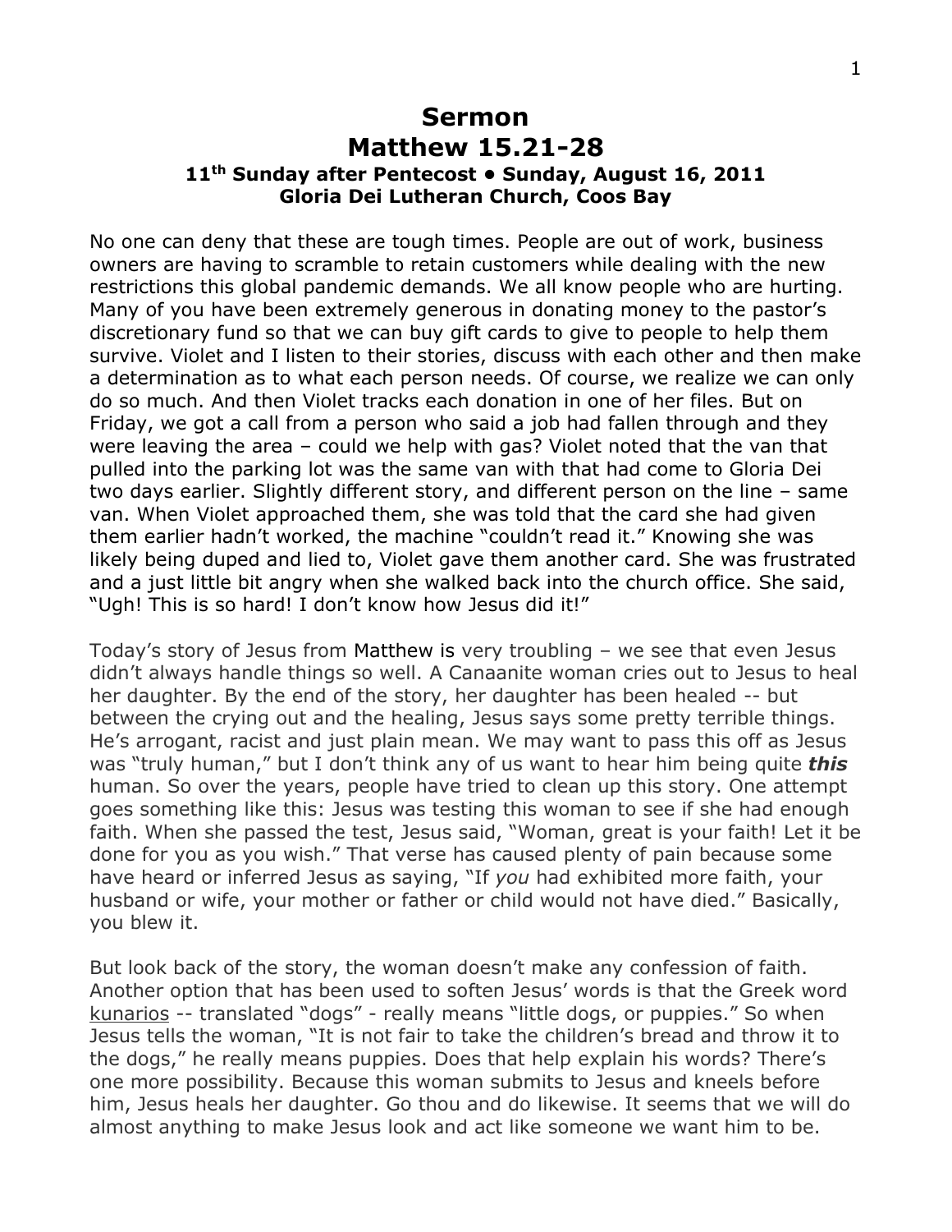# Sermon
# Matthew 15.21-28
### 11th Sunday after Pentecost • Sunday, August 16, 2011
### Gloria Dei Lutheran Church, Coos Bay

No one can deny that these are tough times. People are out of work, business owners are having to scramble to retain customers while dealing with the new restrictions this global pandemic demands. We all know people who are hurting. Many of you have been extremely generous in donating money to the pastor's discretionary fund so that we can buy gift cards to give to people to help them survive. Violet and I listen to their stories, discuss with each other and then make a determination as to what each person needs. Of course, we realize we can only do so much. And then Violet tracks each donation in one of her files. But on Friday, we got a call from a person who said a job had fallen through and they were leaving the area – could we help with gas? Violet noted that the van that pulled into the parking lot was the same van with that had come to Gloria Dei two days earlier. Slightly different story, and different person on the line – same van. When Violet approached them, she was told that the card she had given them earlier hadn't worked, the machine "couldn't read it." Knowing she was likely being duped and lied to, Violet gave them another card. She was frustrated and a just little bit angry when she walked back into the church office. She said, "Ugh! This is so hard! I don't know how Jesus did it!"

Today's story of Jesus from Matthew is very troubling – we see that even Jesus didn't always handle things so well. A Canaanite woman cries out to Jesus to heal her daughter. By the end of the story, her daughter has been healed -- but between the crying out and the healing, Jesus says some pretty terrible things. He's arrogant, racist and just plain mean. We may want to pass this off as Jesus was "truly human," but I don't think any of us want to hear him being quite ***this*** human. So over the years, people have tried to clean up this story. One attempt goes something like this: Jesus was testing this woman to see if she had enough faith. When she passed the test, Jesus said, "Woman, great is your faith! Let it be done for you as you wish." That verse has caused plenty of pain because some have heard or inferred Jesus as saying, "If *you* had exhibited more faith, your husband or wife, your mother or father or child would not have died." Basically, you blew it.

But look back of the story, the woman doesn't make any confession of faith. Another option that has been used to soften Jesus' words is that the Greek word <u>kunarios</u> -- translated "dogs" - really means "little dogs, or puppies." So when Jesus tells the woman, "It is not fair to take the children's bread and throw it to the dogs," he really means puppies. Does that help explain his words? There's one more possibility. Because this woman submits to Jesus and kneels before him, Jesus heals her daughter. Go thou and do likewise. It seems that we will do almost anything to make Jesus look and act like someone we want him to be.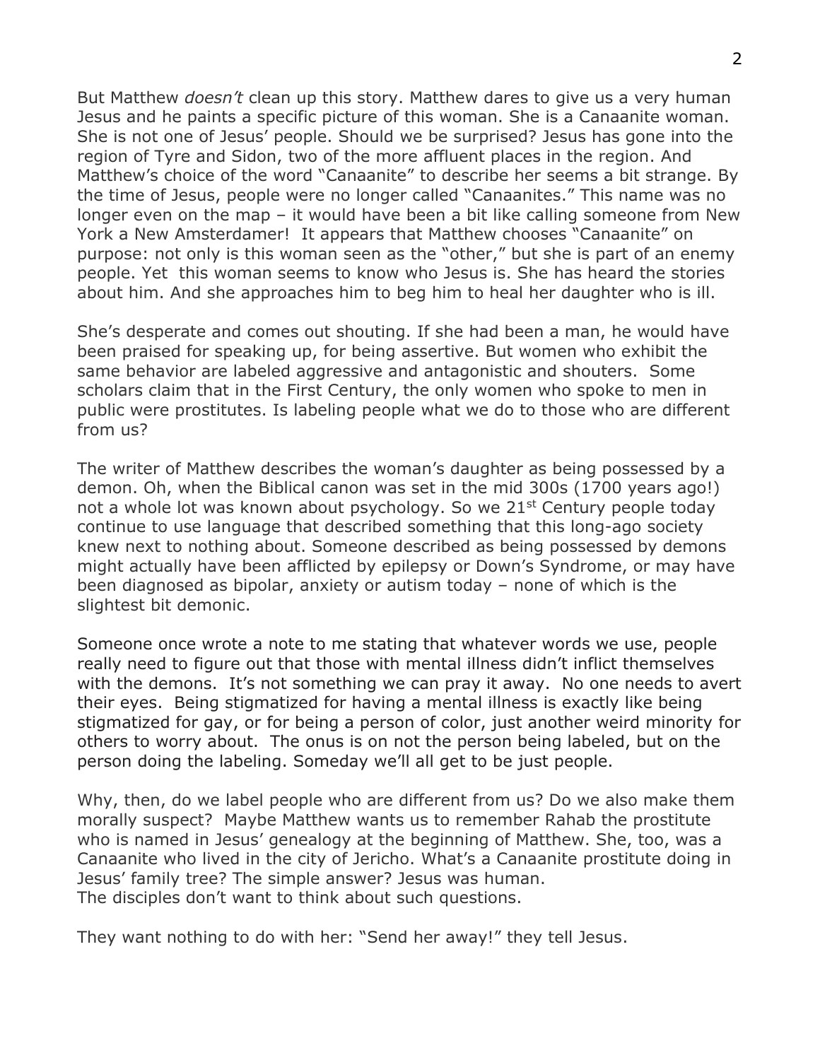But Matthew *doesn't* clean up this story. Matthew dares to give us a very human Jesus and he paints a specific picture of this woman. She is a Canaanite woman. She is not one of Jesus' people. Should we be surprised? Jesus has gone into the region of Tyre and Sidon, two of the more affluent places in the region. And Matthew's choice of the word "Canaanite" to describe her seems a bit strange. By the time of Jesus, people were no longer called "Canaanites." This name was no longer even on the map – it would have been a bit like calling someone from New York a New Amsterdamer! It appears that Matthew chooses "Canaanite" on purpose: not only is this woman seen as the "other," but she is part of an enemy people. Yet this woman seems to know who Jesus is. She has heard the stories about him. And she approaches him to beg him to heal her daughter who is ill.

She's desperate and comes out shouting. If she had been a man, he would have been praised for speaking up, for being assertive. But women who exhibit the same behavior are labeled aggressive and antagonistic and shouters. Some scholars claim that in the First Century, the only women who spoke to men in public were prostitutes. Is labeling people what we do to those who are different from us?

The writer of Matthew describes the woman's daughter as being possessed by a demon. Oh, when the Biblical canon was set in the mid 300s (1700 years ago!) not a whole lot was known about psychology. So we 21st Century people today continue to use language that described something that this long-ago society knew next to nothing about. Someone described as being possessed by demons might actually have been afflicted by epilepsy or Down's Syndrome, or may have been diagnosed as bipolar, anxiety or autism today – none of which is the slightest bit demonic.

Someone once wrote a note to me stating that whatever words we use, people really need to figure out that those with mental illness didn't inflict themselves with the demons. It's not something we can pray it away. No one needs to avert their eyes. Being stigmatized for having a mental illness is exactly like being stigmatized for gay, or for being a person of color, just another weird minority for others to worry about. The onus is on not the person being labeled, but on the person doing the labeling. Someday we'll all get to be just people.

Why, then, do we label people who are different from us? Do we also make them morally suspect? Maybe Matthew wants us to remember Rahab the prostitute who is named in Jesus' genealogy at the beginning of Matthew. She, too, was a Canaanite who lived in the city of Jericho. What's a Canaanite prostitute doing in Jesus' family tree? The simple answer? Jesus was human.
The disciples don't want to think about such questions.

They want nothing to do with her: "Send her away!" they tell Jesus.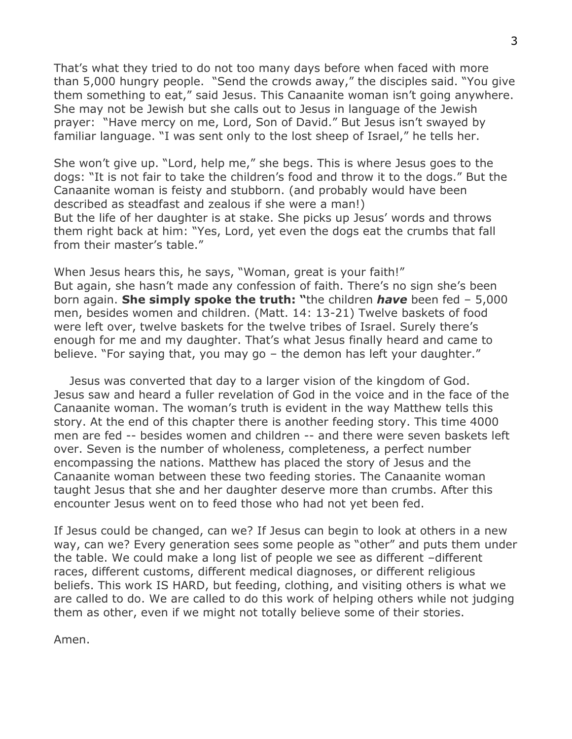That's what they tried to do not too many days before when faced with more than 5,000 hungry people. "Send the crowds away," the disciples said. "You give them something to eat," said Jesus. This Canaanite woman isn't going anywhere. She may not be Jewish but she calls out to Jesus in language of the Jewish prayer: "Have mercy on me, Lord, Son of David." But Jesus isn't swayed by familiar language. "I was sent only to the lost sheep of Israel," he tells her.

She won't give up. "Lord, help me," she begs. This is where Jesus goes to the dogs: "It is not fair to take the children's food and throw it to the dogs." But the Canaanite woman is feisty and stubborn. (and probably would have been described as steadfast and zealous if she were a man!)
But the life of her daughter is at stake. She picks up Jesus' words and throws them right back at him: "Yes, Lord, yet even the dogs eat the crumbs that fall from their master's table."

When Jesus hears this, he says, "Woman, great is your faith!"
But again, she hasn't made any confession of faith. There's no sign she's been born again. **She simply spoke the truth: "**the children ***have*** been fed – 5,000 men, besides women and children. (Matt. 14: 13-21) Twelve baskets of food were left over, twelve baskets for the twelve tribes of Israel. Surely there's enough for me and my daughter. That's what Jesus finally heard and came to believe. "For saying that, you may go – the demon has left your daughter."

Jesus was converted that day to a larger vision of the kingdom of God. Jesus saw and heard a fuller revelation of God in the voice and in the face of the Canaanite woman. The woman's truth is evident in the way Matthew tells this story. At the end of this chapter there is another feeding story. This time 4000 men are fed -- besides women and children -- and there were seven baskets left over. Seven is the number of wholeness, completeness, a perfect number encompassing the nations. Matthew has placed the story of Jesus and the Canaanite woman between these two feeding stories. The Canaanite woman taught Jesus that she and her daughter deserve more than crumbs. After this encounter Jesus went on to feed those who had not yet been fed.

If Jesus could be changed, can we? If Jesus can begin to look at others in a new way, can we? Every generation sees some people as "other" and puts them under the table. We could make a long list of people we see as different –different races, different customs, different medical diagnoses, or different religious beliefs. This work IS HARD, but feeding, clothing, and visiting others is what we are called to do. We are called to do this work of helping others while not judging them as other, even if we might not totally believe some of their stories.

Amen.